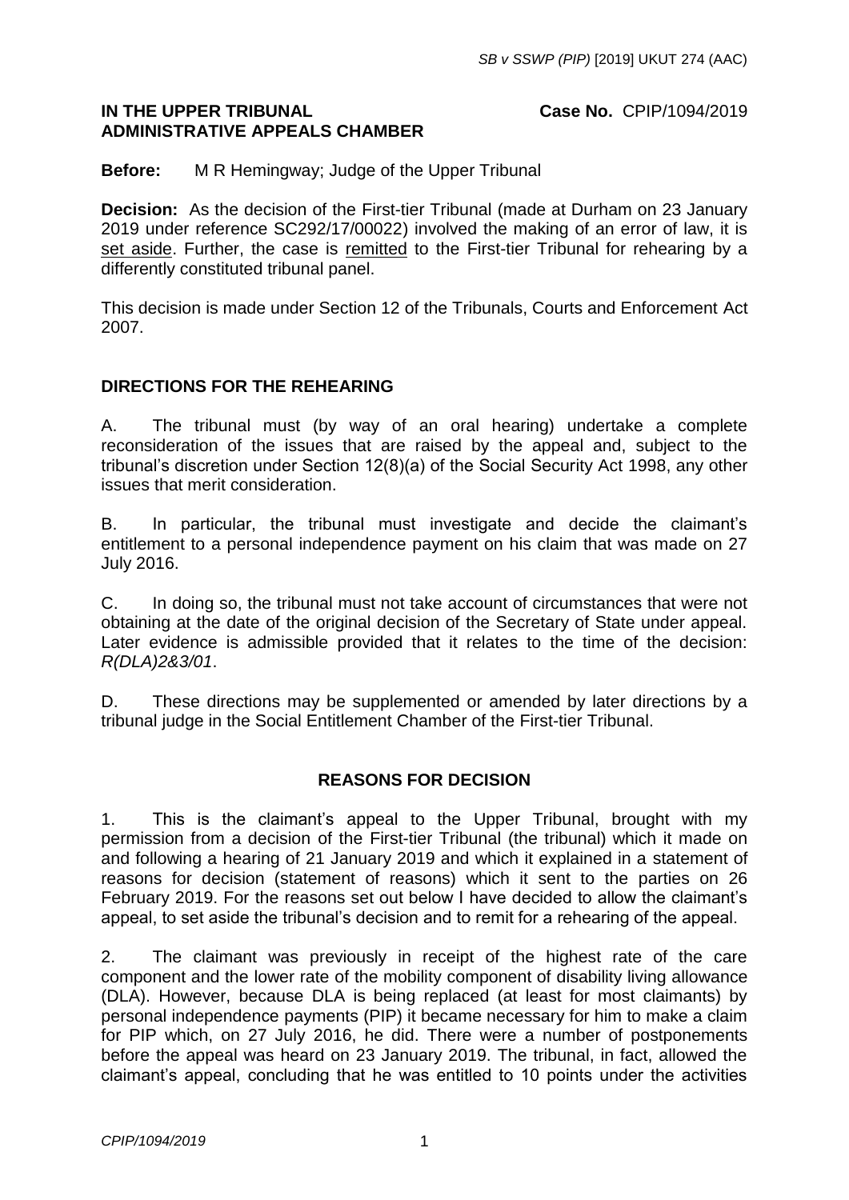**IN THE UPPER TRIBUNAL** **Case No.** CPIP/1094/2019
**ADMINISTRATIVE APPEALS CHAMBER**

**Before:** M R Hemingway; Judge of the Upper Tribunal

**Decision:** As the decision of the First-tier Tribunal (made at Durham on 23 January 2019 under reference SC292/17/00022) involved the making of an error of law, it is set aside. Further, the case is remitted to the First-tier Tribunal for rehearing by a differently constituted tribunal panel.

This decision is made under Section 12 of the Tribunals, Courts and Enforcement Act 2007.

## DIRECTIONS FOR THE REHEARING

A. The tribunal must (by way of an oral hearing) undertake a complete reconsideration of the issues that are raised by the appeal and, subject to the tribunal's discretion under Section 12(8)(a) of the Social Security Act 1998, any other issues that merit consideration.

B. In particular, the tribunal must investigate and decide the claimant's entitlement to a personal independence payment on his claim that was made on 27 July 2016.

C. In doing so, the tribunal must not take account of circumstances that were not obtaining at the date of the original decision of the Secretary of State under appeal. Later evidence is admissible provided that it relates to the time of the decision: *R(DLA)2&3/01*.

D. These directions may be supplemented or amended by later directions by a tribunal judge in the Social Entitlement Chamber of the First-tier Tribunal.

## REASONS FOR DECISION

1. This is the claimant's appeal to the Upper Tribunal, brought with my permission from a decision of the First-tier Tribunal (the tribunal) which it made on and following a hearing of 21 January 2019 and which it explained in a statement of reasons for decision (statement of reasons) which it sent to the parties on 26 February 2019. For the reasons set out below I have decided to allow the claimant's appeal, to set aside the tribunal's decision and to remit for a rehearing of the appeal.

2. The claimant was previously in receipt of the highest rate of the care component and the lower rate of the mobility component of disability living allowance (DLA). However, because DLA is being replaced (at least for most claimants) by personal independence payments (PIP) it became necessary for him to make a claim for PIP which, on 27 July 2016, he did. There were a number of postponements before the appeal was heard on 23 January 2019. The tribunal, in fact, allowed the claimant's appeal, concluding that he was entitled to 10 points under the activities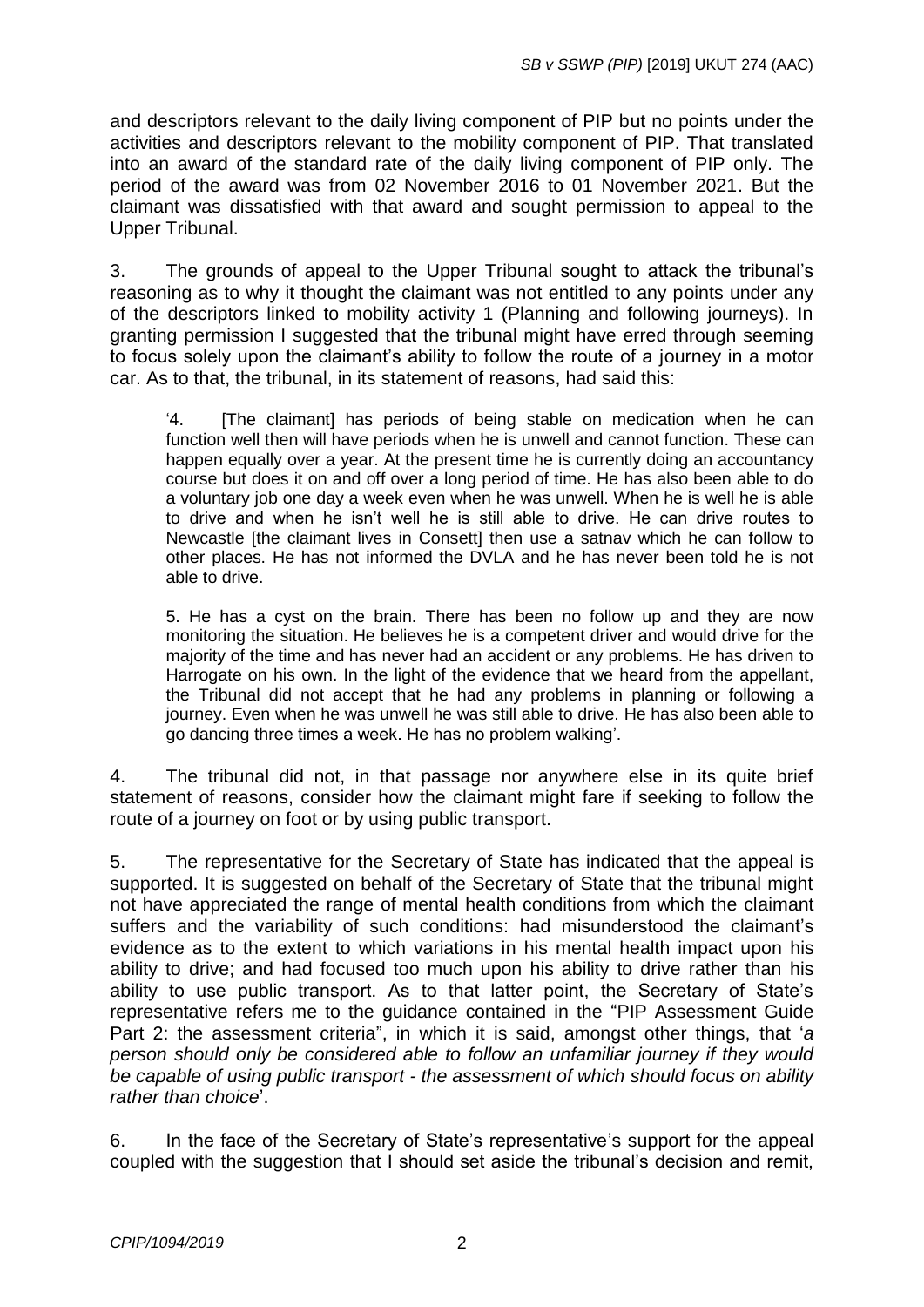and descriptors relevant to the daily living component of PIP but no points under the activities and descriptors relevant to the mobility component of PIP. That translated into an award of the standard rate of the daily living component of PIP only. The period of the award was from 02 November 2016 to 01 November 2021. But the claimant was dissatisfied with that award and sought permission to appeal to the Upper Tribunal.

3. The grounds of appeal to the Upper Tribunal sought to attack the tribunal's reasoning as to why it thought the claimant was not entitled to any points under any of the descriptors linked to mobility activity 1 (Planning and following journeys). In granting permission I suggested that the tribunal might have erred through seeming to focus solely upon the claimant's ability to follow the route of a journey in a motor car. As to that, the tribunal, in its statement of reasons, had said this:

> '4. [The claimant] has periods of being stable on medication when he can function well then will have periods when he is unwell and cannot function. These can happen equally over a year. At the present time he is currently doing an accountancy course but does it on and off over a long period of time. He has also been able to do a voluntary job one day a week even when he was unwell. When he is well he is able to drive and when he isn't well he is still able to drive. He can drive routes to Newcastle [the claimant lives in Consett] then use a satnav which he can follow to other places. He has not informed the DVLA and he has never been told he is not able to drive.
>
> 5. He has a cyst on the brain. There has been no follow up and they are now monitoring the situation. He believes he is a competent driver and would drive for the majority of the time and has never had an accident or any problems. He has driven to Harrogate on his own. In the light of the evidence that we heard from the appellant, the Tribunal did not accept that he had any problems in planning or following a journey. Even when he was unwell he was still able to drive. He has also been able to go dancing three times a week. He has no problem walking'.

4. The tribunal did not, in that passage nor anywhere else in its quite brief statement of reasons, consider how the claimant might fare if seeking to follow the route of a journey on foot or by using public transport.

5. The representative for the Secretary of State has indicated that the appeal is supported. It is suggested on behalf of the Secretary of State that the tribunal might not have appreciated the range of mental health conditions from which the claimant suffers and the variability of such conditions: had misunderstood the claimant's evidence as to the extent to which variations in his mental health impact upon his ability to drive; and had focused too much upon his ability to drive rather than his ability to use public transport. As to that latter point, the Secretary of State's representative refers me to the guidance contained in the "PIP Assessment Guide Part 2: the assessment criteria", in which it is said, amongst other things, that '*a person should only be considered able to follow an unfamiliar journey if they would be capable of using public transport - the assessment of which should focus on ability rather than choice*'.

6. In the face of the Secretary of State's representative's support for the appeal coupled with the suggestion that I should set aside the tribunal's decision and remit,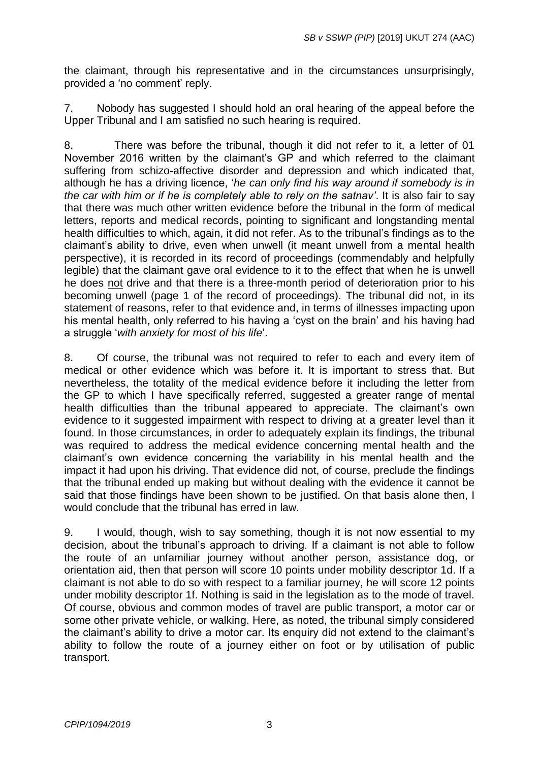the claimant, through his representative and in the circumstances unsurprisingly, provided a 'no comment' reply.

7. Nobody has suggested I should hold an oral hearing of the appeal before the Upper Tribunal and I am satisfied no such hearing is required.

8. There was before the tribunal, though it did not refer to it, a letter of 01 November 2016 written by the claimant's GP and which referred to the claimant suffering from schizo-affective disorder and depression and which indicated that, although he has a driving licence, '*he can only find his way around if somebody is in the car with him or if he is completely able to rely on the satnav'*. It is also fair to say that there was much other written evidence before the tribunal in the form of medical letters, reports and medical records, pointing to significant and longstanding mental health difficulties to which, again, it did not refer. As to the tribunal's findings as to the claimant's ability to drive, even when unwell (it meant unwell from a mental health perspective), it is recorded in its record of proceedings (commendably and helpfully legible) that the claimant gave oral evidence to it to the effect that when he is unwell he does <u>not</u> drive and that there is a three-month period of deterioration prior to his becoming unwell (page 1 of the record of proceedings). The tribunal did not, in its statement of reasons, refer to that evidence and, in terms of illnesses impacting upon his mental health, only referred to his having a 'cyst on the brain' and his having had a struggle '*with anxiety for most of his life*'.

8. Of course, the tribunal was not required to refer to each and every item of medical or other evidence which was before it. It is important to stress that. But nevertheless, the totality of the medical evidence before it including the letter from the GP to which I have specifically referred, suggested a greater range of mental health difficulties than the tribunal appeared to appreciate. The claimant's own evidence to it suggested impairment with respect to driving at a greater level than it found. In those circumstances, in order to adequately explain its findings, the tribunal was required to address the medical evidence concerning mental health and the claimant's own evidence concerning the variability in his mental health and the impact it had upon his driving. That evidence did not, of course, preclude the findings that the tribunal ended up making but without dealing with the evidence it cannot be said that those findings have been shown to be justified. On that basis alone then, I would conclude that the tribunal has erred in law.

9. I would, though, wish to say something, though it is not now essential to my decision, about the tribunal's approach to driving. If a claimant is not able to follow the route of an unfamiliar journey without another person, assistance dog, or orientation aid, then that person will score 10 points under mobility descriptor 1d. If a claimant is not able to do so with respect to a familiar journey, he will score 12 points under mobility descriptor 1f. Nothing is said in the legislation as to the mode of travel. Of course, obvious and common modes of travel are public transport, a motor car or some other private vehicle, or walking. Here, as noted, the tribunal simply considered the claimant's ability to drive a motor car. Its enquiry did not extend to the claimant's ability to follow the route of a journey either on foot or by utilisation of public transport.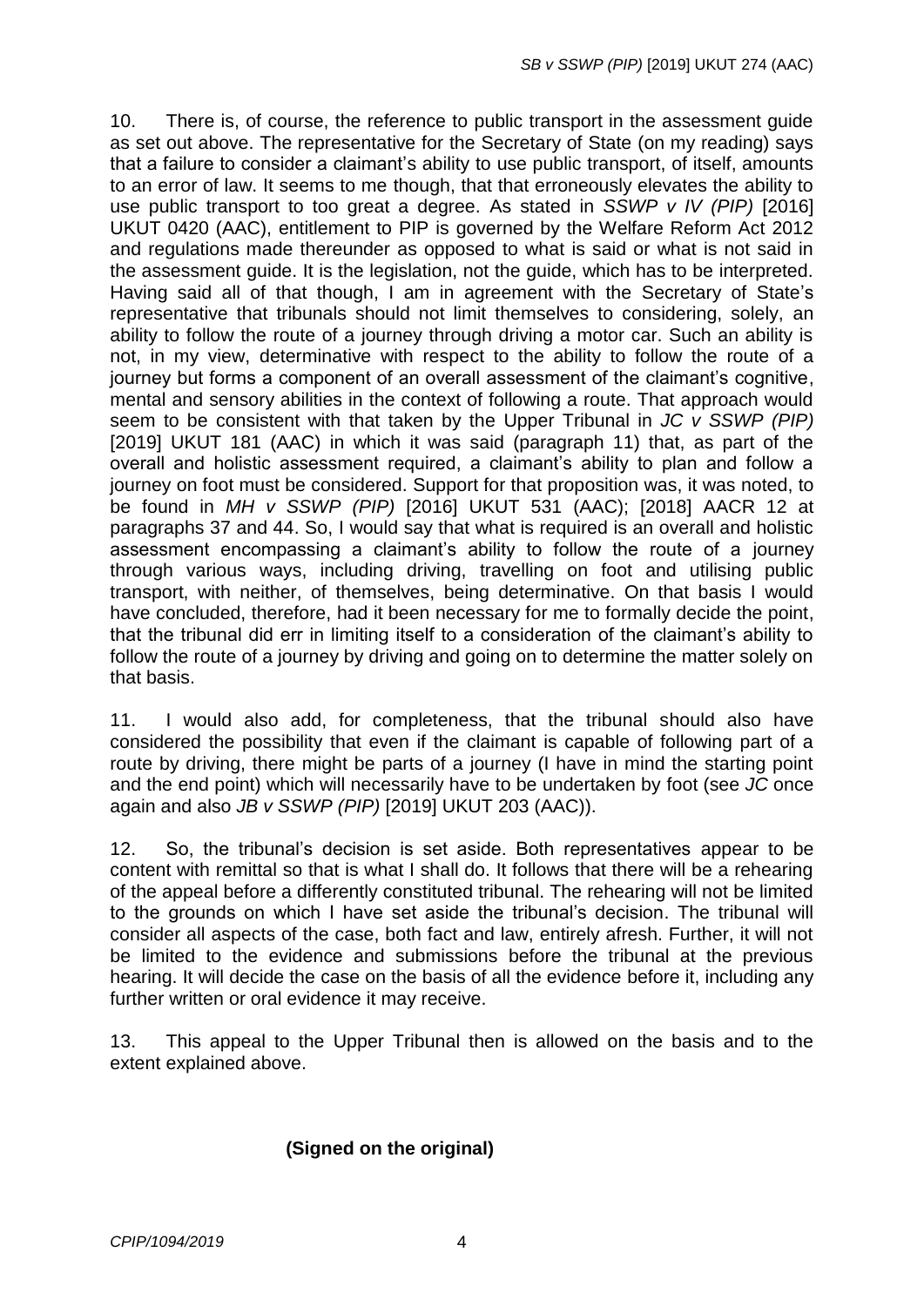10. There is, of course, the reference to public transport in the assessment guide as set out above. The representative for the Secretary of State (on my reading) says that a failure to consider a claimant's ability to use public transport, of itself, amounts to an error of law. It seems to me though, that that erroneously elevates the ability to use public transport to too great a degree. As stated in *SSWP v IV (PIP)* [2016] UKUT 0420 (AAC), entitlement to PIP is governed by the Welfare Reform Act 2012 and regulations made thereunder as opposed to what is said or what is not said in the assessment guide. It is the legislation, not the guide, which has to be interpreted. Having said all of that though, I am in agreement with the Secretary of State's representative that tribunals should not limit themselves to considering, solely, an ability to follow the route of a journey through driving a motor car. Such an ability is not, in my view, determinative with respect to the ability to follow the route of a journey but forms a component of an overall assessment of the claimant's cognitive, mental and sensory abilities in the context of following a route. That approach would seem to be consistent with that taken by the Upper Tribunal in *JC v SSWP (PIP)* [2019] UKUT 181 (AAC) in which it was said (paragraph 11) that, as part of the overall and holistic assessment required, a claimant's ability to plan and follow a journey on foot must be considered. Support for that proposition was, it was noted, to be found in *MH v SSWP (PIP)* [2016] UKUT 531 (AAC); [2018] AACR 12 at paragraphs 37 and 44. So, I would say that what is required is an overall and holistic assessment encompassing a claimant's ability to follow the route of a journey through various ways, including driving, travelling on foot and utilising public transport, with neither, of themselves, being determinative. On that basis I would have concluded, therefore, had it been necessary for me to formally decide the point, that the tribunal did err in limiting itself to a consideration of the claimant's ability to follow the route of a journey by driving and going on to determine the matter solely on that basis.

11. I would also add, for completeness, that the tribunal should also have considered the possibility that even if the claimant is capable of following part of a route by driving, there might be parts of a journey (I have in mind the starting point and the end point) which will necessarily have to be undertaken by foot (see *JC* once again and also *JB v SSWP (PIP)* [2019] UKUT 203 (AAC)).

12. So, the tribunal's decision is set aside. Both representatives appear to be content with remittal so that is what I shall do. It follows that there will be a rehearing of the appeal before a differently constituted tribunal. The rehearing will not be limited to the grounds on which I have set aside the tribunal's decision. The tribunal will consider all aspects of the case, both fact and law, entirely afresh. Further, it will not be limited to the evidence and submissions before the tribunal at the previous hearing. It will decide the case on the basis of all the evidence before it, including any further written or oral evidence it may receive.

13. This appeal to the Upper Tribunal then is allowed on the basis and to the extent explained above.

**(Signed on the original)**

*CPIP/1094/2019*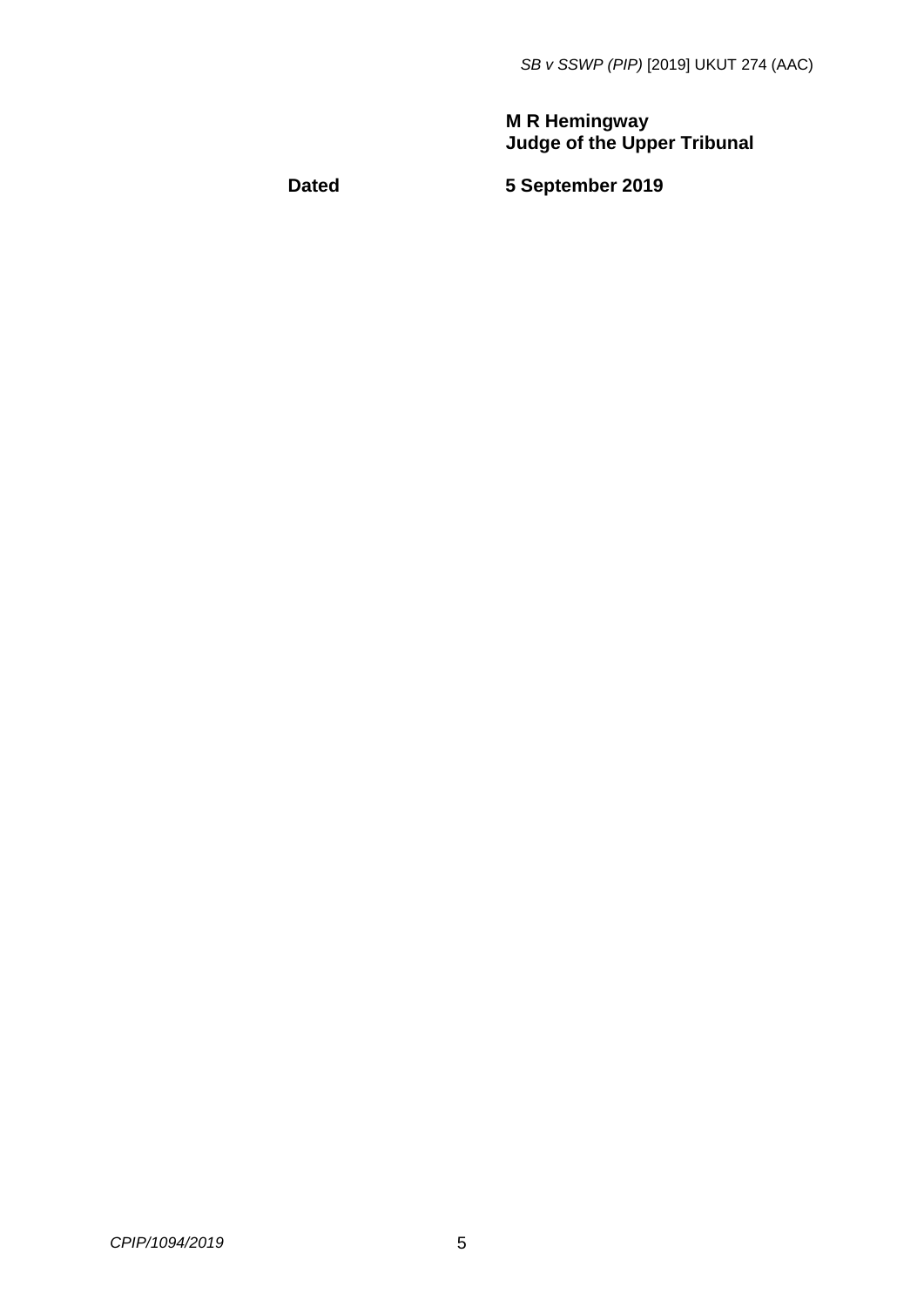**M R Hemingway**
**Judge of the Upper Tribunal**

**Dated** **5 September 2019**